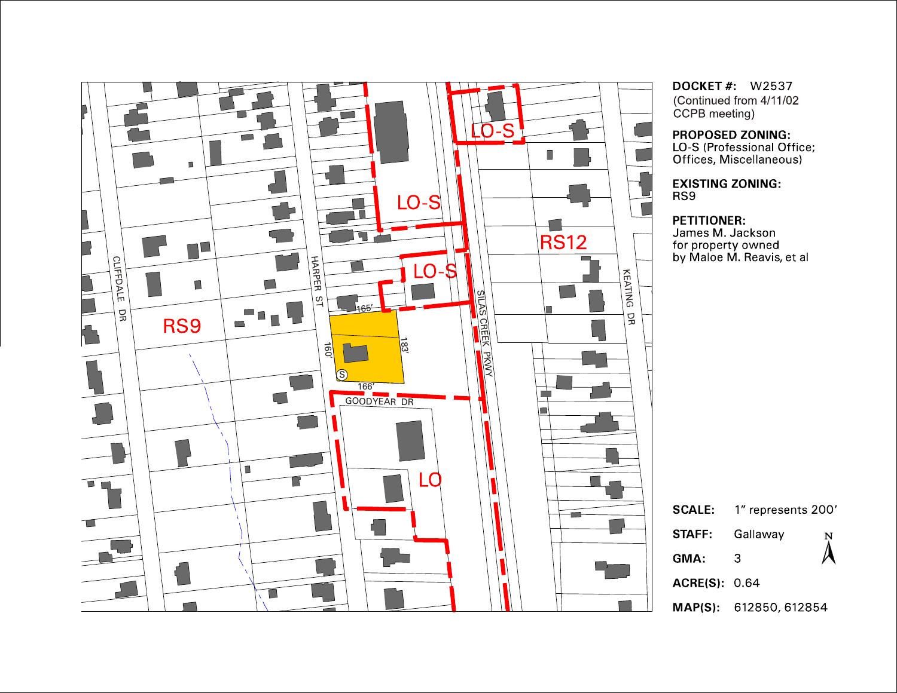**DOCKET #:** W2537
(Continued from 4/11/02 CCPB meeting)

**PROPOSED ZONING:**
LO-S (Professional Office; Offices, Miscellaneous)

**EXISTING ZONING:**
RS9

**PETITIONER:**
James M. Jackson for property owned by Maloe M. Reavis, et al

**SCALE:** 1" represents 200'

**STAFF:** Gallaway

**GMA:** 3

**ACRE(S):** 0.64

**MAP(S):** 612850, 612854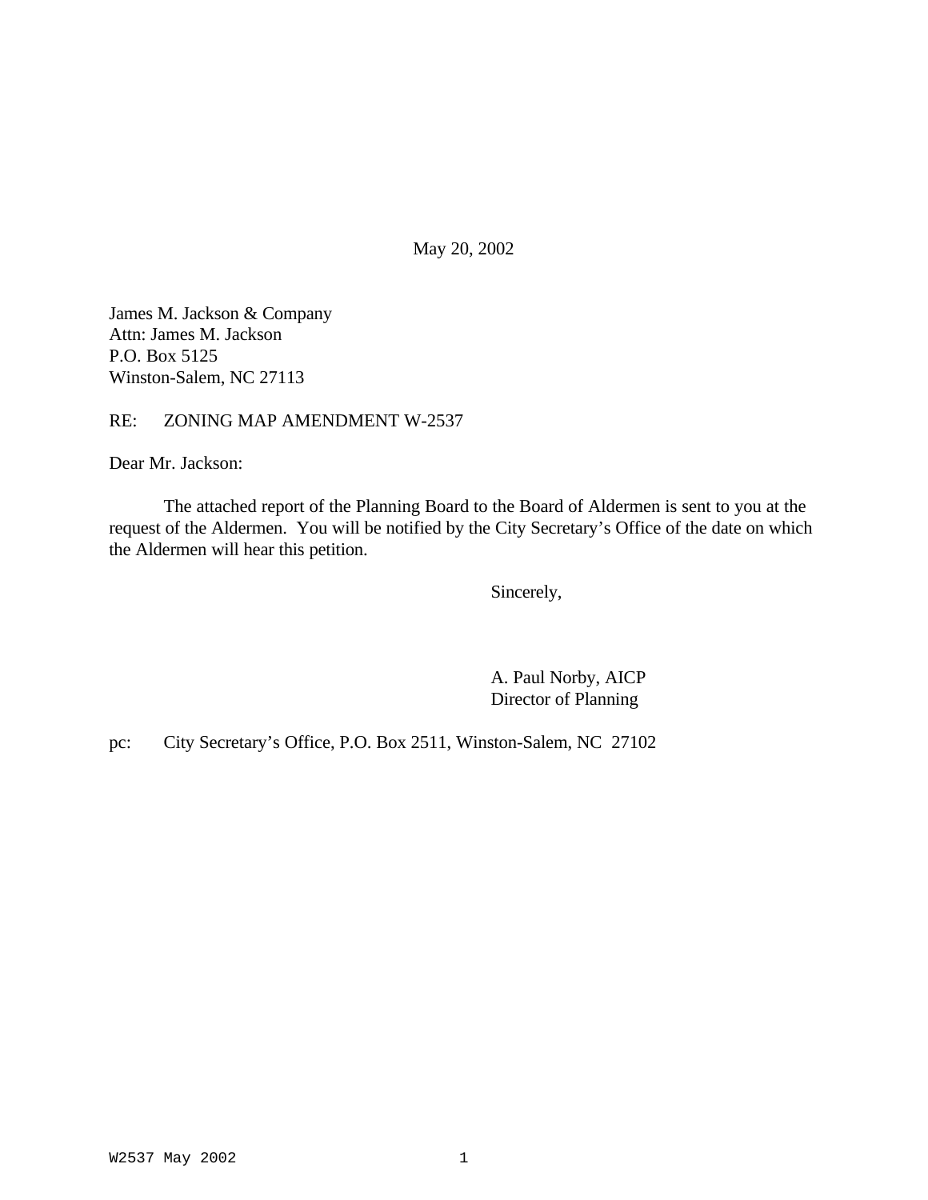May 20, 2002

James M. Jackson & Company
Attn: James M. Jackson
P.O. Box 5125
Winston-Salem, NC 27113

RE: ZONING MAP AMENDMENT W-2537

Dear Mr. Jackson:

The attached report of the Planning Board to the Board of Aldermen is sent to you at the request of the Aldermen. You will be notified by the City Secretary's Office of the date on which the Aldermen will hear this petition.

Sincerely,

A. Paul Norby, AICP
Director of Planning

pc: City Secretary's Office, P.O. Box 2511, Winston-Salem, NC 27102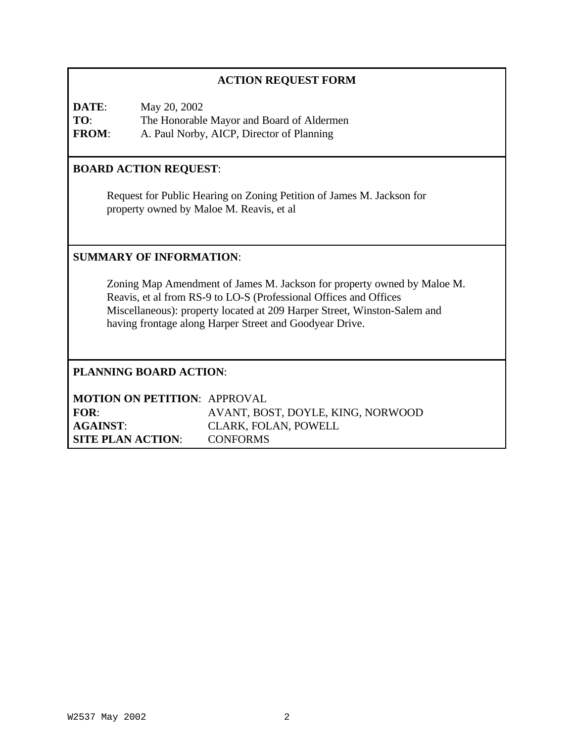## ACTION REQUEST FORM

**DATE**: May 20, 2002
**TO**: The Honorable Mayor and Board of Aldermen
**FROM**: A. Paul Norby, AICP, Director of Planning

**BOARD ACTION REQUEST**:

Request for Public Hearing on Zoning Petition of James M. Jackson for property owned by Maloe M. Reavis, et al

**SUMMARY OF INFORMATION**:

Zoning Map Amendment of James M. Jackson for property owned by Maloe M. Reavis, et al from RS-9 to LO-S (Professional Offices and Offices Miscellaneous): property located at 209 Harper Street, Winston-Salem and having frontage along Harper Street and Goodyear Drive.

**PLANNING BOARD ACTION**:

**MOTION ON PETITION**: APPROVAL
**FOR**: AVANT, BOST, DOYLE, KING, NORWOOD
**AGAINST**: CLARK, FOLAN, POWELL
**SITE PLAN ACTION**: CONFORMS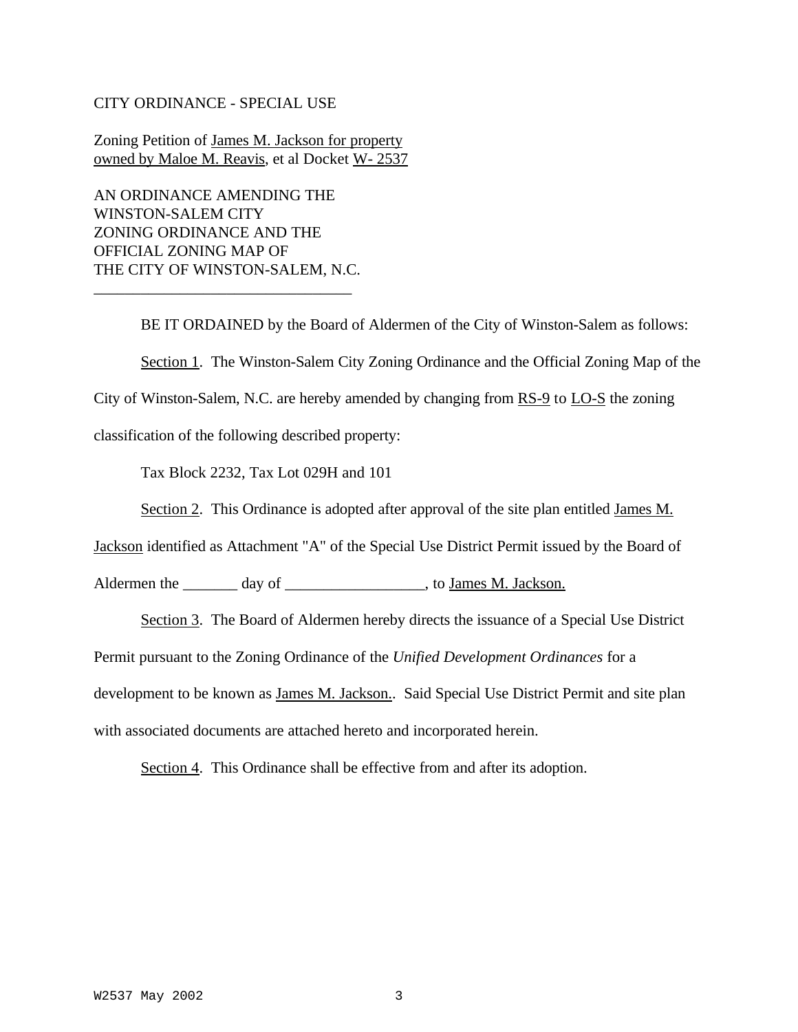CITY ORDINANCE - SPECIAL USE

Zoning Petition of James M. Jackson for property owned by Maloe M. Reavis, et al Docket W- 2537

AN ORDINANCE AMENDING THE WINSTON-SALEM CITY ZONING ORDINANCE AND THE OFFICIAL ZONING MAP OF THE CITY OF WINSTON-SALEM, N.C.

---

BE IT ORDAINED by the Board of Aldermen of the City of Winston-Salem as follows:

Section 1. The Winston-Salem City Zoning Ordinance and the Official Zoning Map of the City of Winston-Salem, N.C. are hereby amended by changing from RS-9 to LO-S the zoning classification of the following described property:

Tax Block 2232, Tax Lot 029H and 101

Section 2. This Ordinance is adopted after approval of the site plan entitled James M. Jackson identified as Attachment "A" of the Special Use District Permit issued by the Board of Aldermen the _______ day of __________________, to James M. Jackson.

Section 3. The Board of Aldermen hereby directs the issuance of a Special Use District Permit pursuant to the Zoning Ordinance of the *Unified Development Ordinances* for a development to be known as James M. Jackson.. Said Special Use District Permit and site plan with associated documents are attached hereto and incorporated herein.

Section 4. This Ordinance shall be effective from and after its adoption.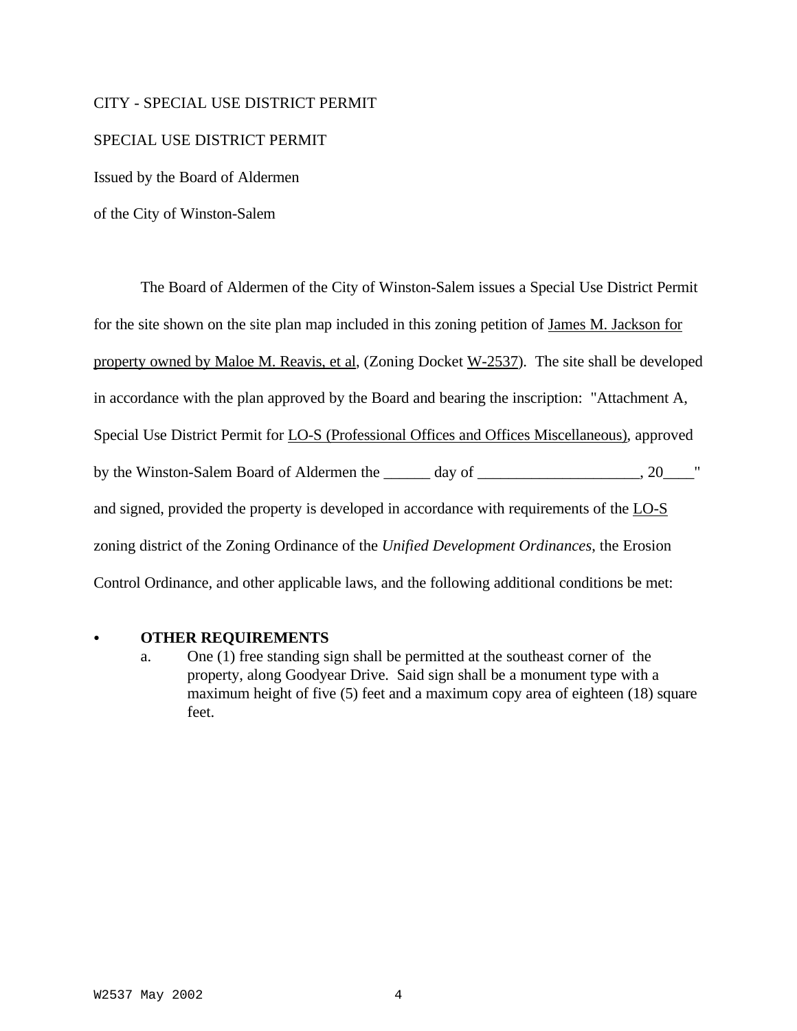CITY - SPECIAL USE DISTRICT PERMIT

SPECIAL USE DISTRICT PERMIT

Issued by the Board of Aldermen

of the City of Winston-Salem

The Board of Aldermen of the City of Winston-Salem issues a Special Use District Permit for the site shown on the site plan map included in this zoning petition of James M. Jackson for property owned by Maloe M. Reavis, et al, (Zoning Docket W-2537). The site shall be developed in accordance with the plan approved by the Board and bearing the inscription: "Attachment A, Special Use District Permit for LO-S (Professional Offices and Offices Miscellaneous), approved by the Winston-Salem Board of Aldermen the ______ day of ____________________, 20____" and signed, provided the property is developed in accordance with requirements of the LO-S zoning district of the Zoning Ordinance of the *Unified Development Ordinances*, the Erosion Control Ordinance, and other applicable laws, and the following additional conditions be met:

- **OTHER REQUIREMENTS**
  a. One (1) free standing sign shall be permitted at the southeast corner of the property, along Goodyear Drive. Said sign shall be a monument type with a maximum height of five (5) feet and a maximum copy area of eighteen (18) square feet.

W2537 May 2002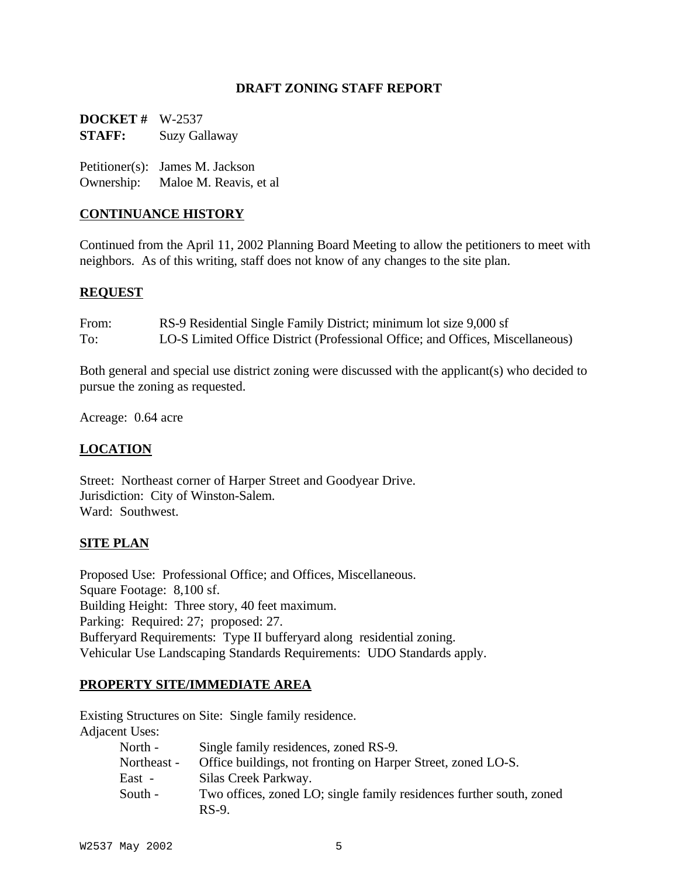**DRAFT ZONING STAFF REPORT**

**DOCKET #** W-2537
**STAFF:** Suzy Gallaway

Petitioner(s): James M. Jackson
Ownership: Maloe M. Reavis, et al

## CONTINUANCE HISTORY

Continued from the April 11, 2002 Planning Board Meeting to allow the petitioners to meet with neighbors. As of this writing, staff does not know of any changes to the site plan.

## REQUEST

From: RS-9 Residential Single Family District; minimum lot size 9,000 sf
To: LO-S Limited Office District (Professional Office; and Offices, Miscellaneous)

Both general and special use district zoning were discussed with the applicant(s) who decided to pursue the zoning as requested.

Acreage: 0.64 acre

## LOCATION

Street: Northeast corner of Harper Street and Goodyear Drive.
Jurisdiction: City of Winston-Salem.
Ward: Southwest.

## SITE PLAN

Proposed Use: Professional Office; and Offices, Miscellaneous.
Square Footage: 8,100 sf.
Building Height: Three story, 40 feet maximum.
Parking: Required: 27; proposed: 27.
Bufferyard Requirements: Type II bufferyard along residential zoning.
Vehicular Use Landscaping Standards Requirements: UDO Standards apply.

## PROPERTY SITE/IMMEDIATE AREA

Existing Structures on Site: Single family residence.
Adjacent Uses:

- North - Single family residences, zoned RS-9.
- Northeast - Office buildings, not fronting on Harper Street, zoned LO-S.
- East - Silas Creek Parkway.
- South - Two offices, zoned LO; single family residences further south, zoned RS-9.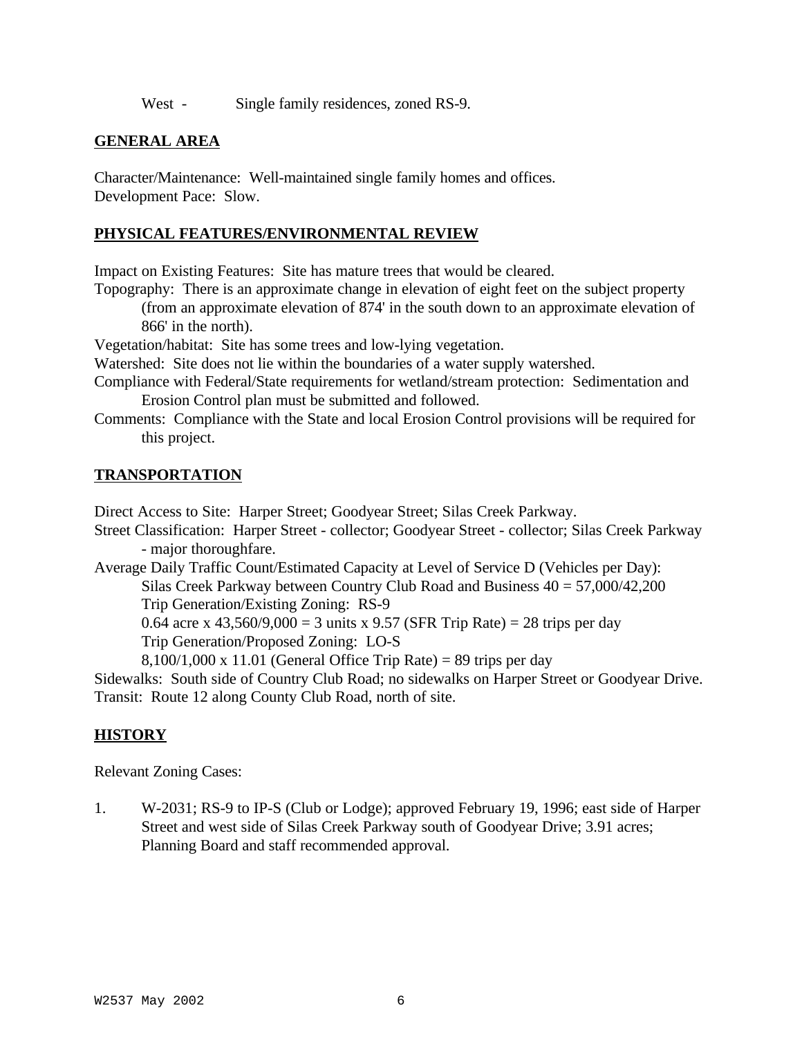West - Single family residences, zoned RS-9.

**GENERAL AREA**

Character/Maintenance: Well-maintained single family homes and offices.
Development Pace: Slow.

**PHYSICAL FEATURES/ENVIRONMENTAL REVIEW**

Impact on Existing Features: Site has mature trees that would be cleared.
Topography: There is an approximate change in elevation of eight feet on the subject property (from an approximate elevation of 874' in the south down to an approximate elevation of 866' in the north).
Vegetation/habitat: Site has some trees and low-lying vegetation.
Watershed: Site does not lie within the boundaries of a water supply watershed.
Compliance with Federal/State requirements for wetland/stream protection: Sedimentation and Erosion Control plan must be submitted and followed.
Comments: Compliance with the State and local Erosion Control provisions will be required for this project.

**TRANSPORTATION**

Direct Access to Site: Harper Street; Goodyear Street; Silas Creek Parkway.
Street Classification: Harper Street - collector; Goodyear Street - collector; Silas Creek Parkway - major thoroughfare.
Average Daily Traffic Count/Estimated Capacity at Level of Service D (Vehicles per Day):
Silas Creek Parkway between Country Club Road and Business 40 = 57,000/42,200
Trip Generation/Existing Zoning: RS-9
0.64 acre x 43,560/9,000 = 3 units x 9.57 (SFR Trip Rate) = 28 trips per day
Trip Generation/Proposed Zoning: LO-S
8,100/1,000 x 11.01 (General Office Trip Rate) = 89 trips per day
Sidewalks: South side of Country Club Road; no sidewalks on Harper Street or Goodyear Drive.
Transit: Route 12 along County Club Road, north of site.

**HISTORY**

Relevant Zoning Cases:

1. W-2031; RS-9 to IP-S (Club or Lodge); approved February 19, 1996; east side of Harper Street and west side of Silas Creek Parkway south of Goodyear Drive; 3.91 acres; Planning Board and staff recommended approval.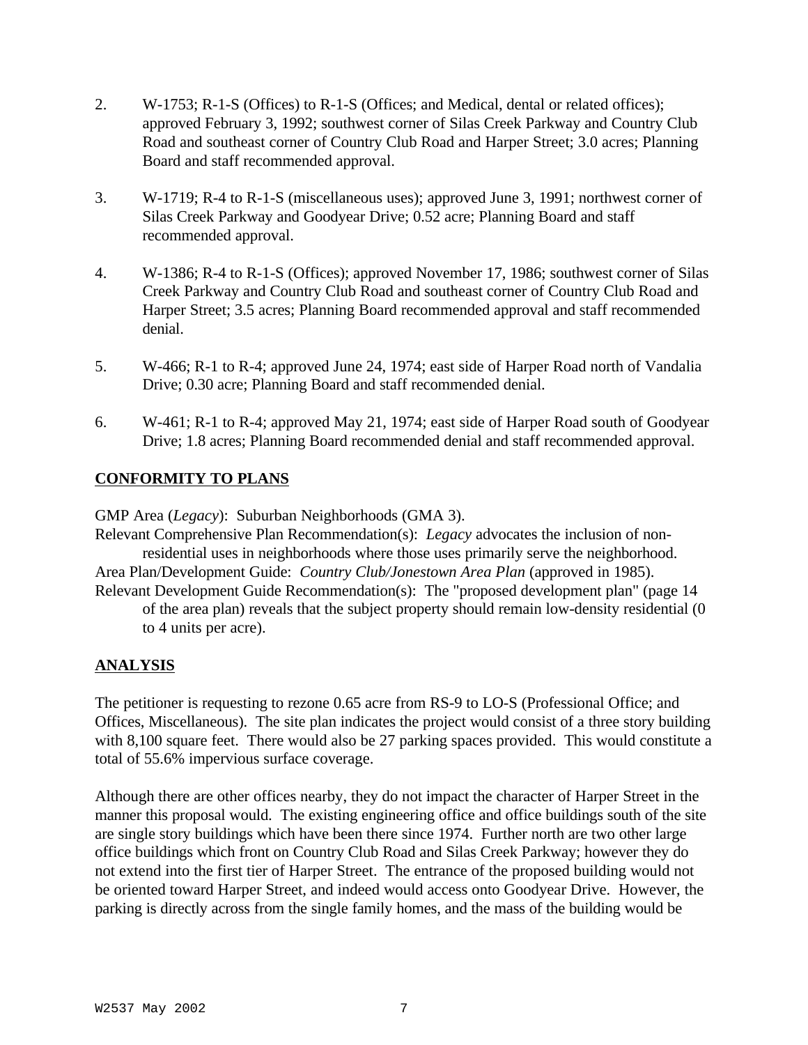2. W-1753; R-1-S (Offices) to R-1-S (Offices; and Medical, dental or related offices); approved February 3, 1992; southwest corner of Silas Creek Parkway and Country Club Road and southeast corner of Country Club Road and Harper Street; 3.0 acres; Planning Board and staff recommended approval.

3. W-1719; R-4 to R-1-S (miscellaneous uses); approved June 3, 1991; northwest corner of Silas Creek Parkway and Goodyear Drive; 0.52 acre; Planning Board and staff recommended approval.

4. W-1386; R-4 to R-1-S (Offices); approved November 17, 1986; southwest corner of Silas Creek Parkway and Country Club Road and southeast corner of Country Club Road and Harper Street; 3.5 acres; Planning Board recommended approval and staff recommended denial.

5. W-466; R-1 to R-4; approved June 24, 1974; east side of Harper Road north of Vandalia Drive; 0.30 acre; Planning Board and staff recommended denial.

6. W-461; R-1 to R-4; approved May 21, 1974; east side of Harper Road south of Goodyear Drive; 1.8 acres; Planning Board recommended denial and staff recommended approval.

## CONFORMITY TO PLANS

GMP Area (*Legacy*): Suburban Neighborhoods (GMA 3).

Relevant Comprehensive Plan Recommendation(s): *Legacy* advocates the inclusion of non-residential uses in neighborhoods where those uses primarily serve the neighborhood.

Area Plan/Development Guide: *Country Club/Jonestown Area Plan* (approved in 1985).

Relevant Development Guide Recommendation(s): The "proposed development plan" (page 14 of the area plan) reveals that the subject property should remain low-density residential (0 to 4 units per acre).

## ANALYSIS

The petitioner is requesting to rezone 0.65 acre from RS-9 to LO-S (Professional Office; and Offices, Miscellaneous). The site plan indicates the project would consist of a three story building with 8,100 square feet. There would also be 27 parking spaces provided. This would constitute a total of 55.6% impervious surface coverage.

Although there are other offices nearby, they do not impact the character of Harper Street in the manner this proposal would. The existing engineering office and office buildings south of the site are single story buildings which have been there since 1974. Further north are two other large office buildings which front on Country Club Road and Silas Creek Parkway; however they do not extend into the first tier of Harper Street. The entrance of the proposed building would not be oriented toward Harper Street, and indeed would access onto Goodyear Drive. However, the parking is directly across from the single family homes, and the mass of the building would be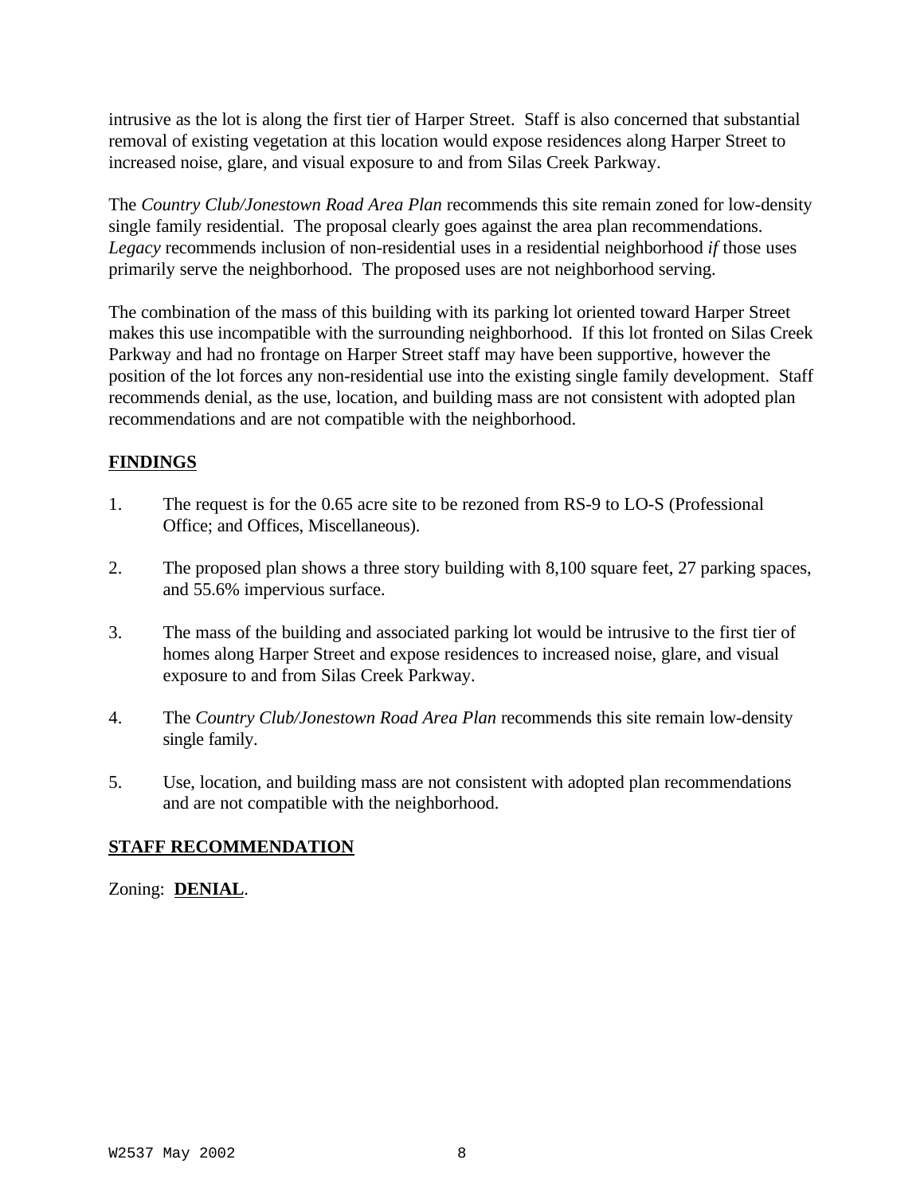intrusive as the lot is along the first tier of Harper Street. Staff is also concerned that substantial removal of existing vegetation at this location would expose residences along Harper Street to increased noise, glare, and visual exposure to and from Silas Creek Parkway.

The *Country Club/Jonestown Road Area Plan* recommends this site remain zoned for low-density single family residential. The proposal clearly goes against the area plan recommendations. *Legacy* recommends inclusion of non-residential uses in a residential neighborhood *if* those uses primarily serve the neighborhood. The proposed uses are not neighborhood serving.

The combination of the mass of this building with its parking lot oriented toward Harper Street makes this use incompatible with the surrounding neighborhood. If this lot fronted on Silas Creek Parkway and had no frontage on Harper Street staff may have been supportive, however the position of the lot forces any non-residential use into the existing single family development. Staff recommends denial, as the use, location, and building mass are not consistent with adopted plan recommendations and are not compatible with the neighborhood.

## FINDINGS

1. The request is for the 0.65 acre site to be rezoned from RS-9 to LO-S (Professional Office; and Offices, Miscellaneous).

2. The proposed plan shows a three story building with 8,100 square feet, 27 parking spaces, and 55.6% impervious surface.

3. The mass of the building and associated parking lot would be intrusive to the first tier of homes along Harper Street and expose residences to increased noise, glare, and visual exposure to and from Silas Creek Parkway.

4. The *Country Club/Jonestown Road Area Plan* recommends this site remain low-density single family.

5. Use, location, and building mass are not consistent with adopted plan recommendations and are not compatible with the neighborhood.

## STAFF RECOMMENDATION

Zoning: **DENIAL**.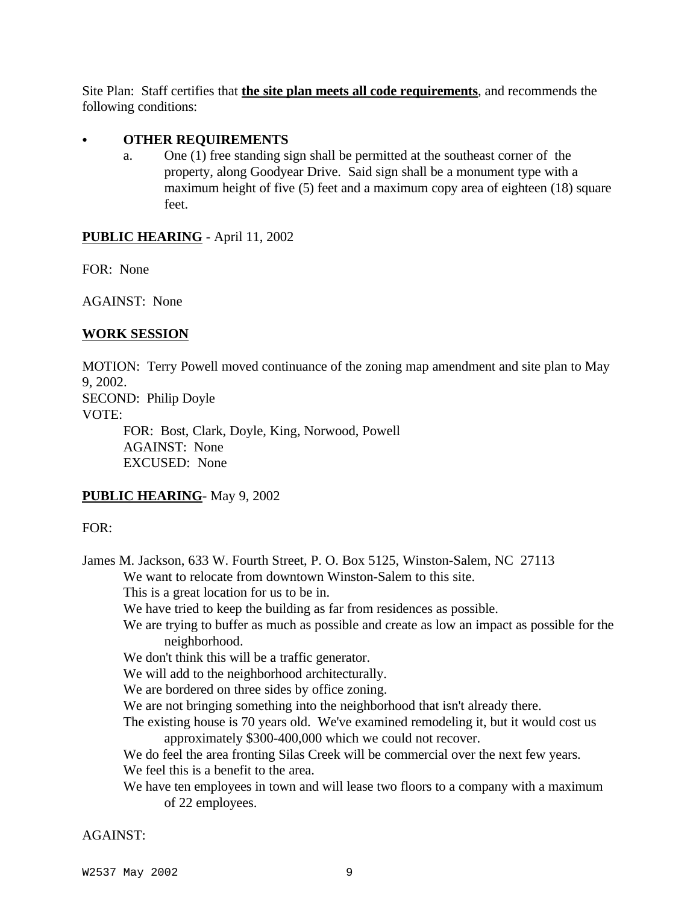Site Plan: Staff certifies that **the site plan meets all code requirements**, and recommends the following conditions:

- **OTHER REQUIREMENTS**
  a. One (1) free standing sign shall be permitted at the southeast corner of the property, along Goodyear Drive. Said sign shall be a monument type with a maximum height of five (5) feet and a maximum copy area of eighteen (18) square feet.

**PUBLIC HEARING** - April 11, 2002

FOR: None

AGAINST: None

**WORK SESSION**

MOTION: Terry Powell moved continuance of the zoning map amendment and site plan to May 9, 2002.
SECOND: Philip Doyle
VOTE:
FOR: Bost, Clark, Doyle, King, Norwood, Powell
AGAINST: None
EXCUSED: None

**PUBLIC HEARING**- May 9, 2002

FOR:

James M. Jackson, 633 W. Fourth Street, P. O. Box 5125, Winston-Salem, NC 27113
We want to relocate from downtown Winston-Salem to this site.
This is a great location for us to be in.
We have tried to keep the building as far from residences as possible.
We are trying to buffer as much as possible and create as low an impact as possible for the neighborhood.
We don't think this will be a traffic generator.
We will add to the neighborhood architecturally.
We are bordered on three sides by office zoning.
We are not bringing something into the neighborhood that isn't already there.
The existing house is 70 years old. We've examined remodeling it, but it would cost us approximately $300-400,000 which we could not recover.
We do feel the area fronting Silas Creek will be commercial over the next few years.
We feel this is a benefit to the area.
We have ten employees in town and will lease two floors to a company with a maximum of 22 employees.

AGAINST: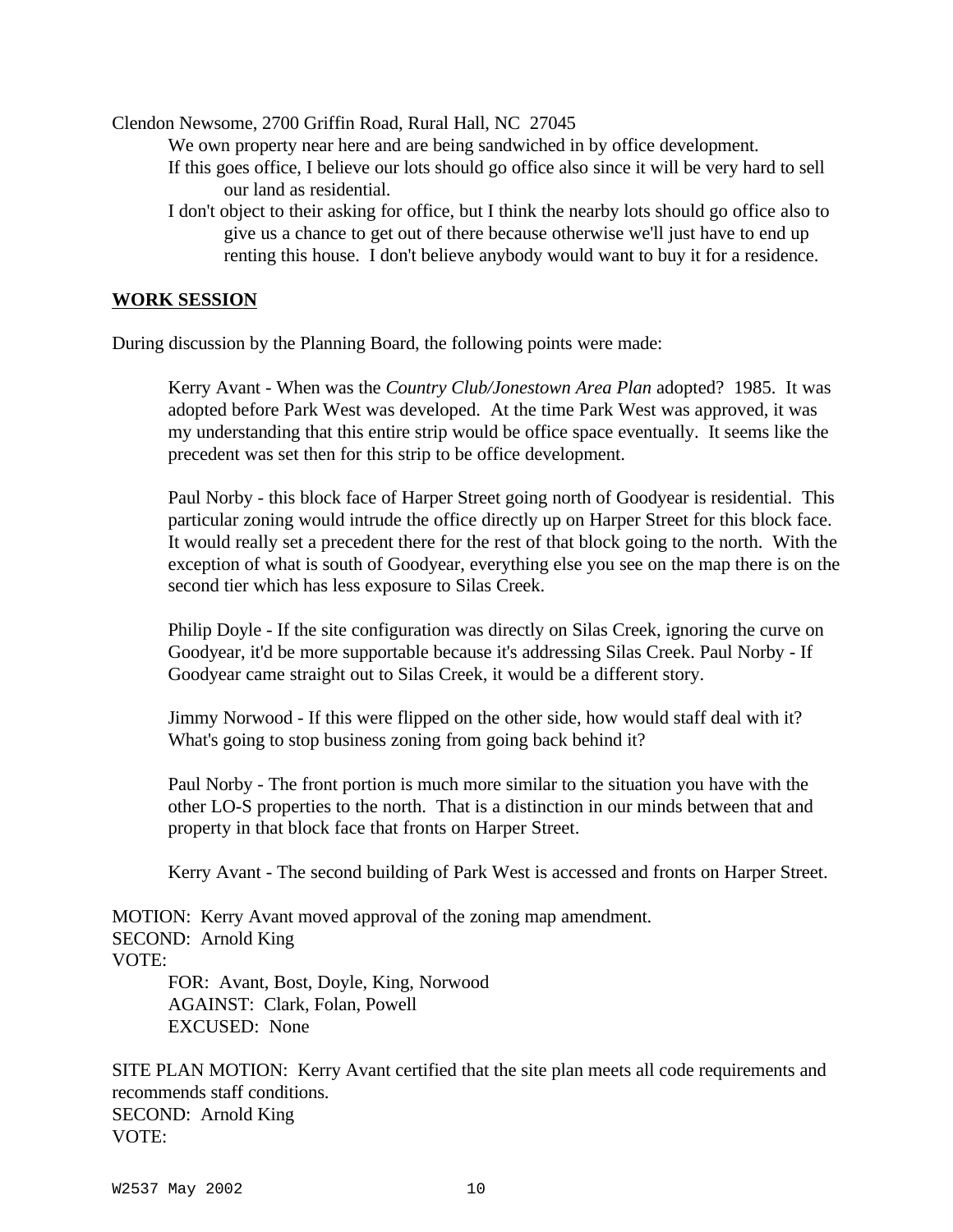Clendon Newsome, 2700 Griffin Road, Rural Hall, NC 27045

We own property near here and are being sandwiched in by office development.

If this goes office, I believe our lots should go office also since it will be very hard to sell our land as residential.

I don't object to their asking for office, but I think the nearby lots should go office also to give us a chance to get out of there because otherwise we'll just have to end up renting this house. I don't believe anybody would want to buy it for a residence.

## WORK SESSION

During discussion by the Planning Board, the following points were made:

Kerry Avant - When was the *Country Club/Jonestown Area Plan* adopted? 1985. It was adopted before Park West was developed. At the time Park West was approved, it was my understanding that this entire strip would be office space eventually. It seems like the precedent was set then for this strip to be office development.

Paul Norby - this block face of Harper Street going north of Goodyear is residential. This particular zoning would intrude the office directly up on Harper Street for this block face. It would really set a precedent there for the rest of that block going to the north. With the exception of what is south of Goodyear, everything else you see on the map there is on the second tier which has less exposure to Silas Creek.

Philip Doyle - If the site configuration was directly on Silas Creek, ignoring the curve on Goodyear, it'd be more supportable because it's addressing Silas Creek. Paul Norby - If Goodyear came straight out to Silas Creek, it would be a different story.

Jimmy Norwood - If this were flipped on the other side, how would staff deal with it? What's going to stop business zoning from going back behind it?

Paul Norby - The front portion is much more similar to the situation you have with the other LO-S properties to the north. That is a distinction in our minds between that and property in that block face that fronts on Harper Street.

Kerry Avant - The second building of Park West is accessed and fronts on Harper Street.

MOTION: Kerry Avant moved approval of the zoning map amendment.
SECOND: Arnold King
VOTE:

FOR: Avant, Bost, Doyle, King, Norwood
AGAINST: Clark, Folan, Powell
EXCUSED: None

SITE PLAN MOTION: Kerry Avant certified that the site plan meets all code requirements and recommends staff conditions.
SECOND: Arnold King
VOTE: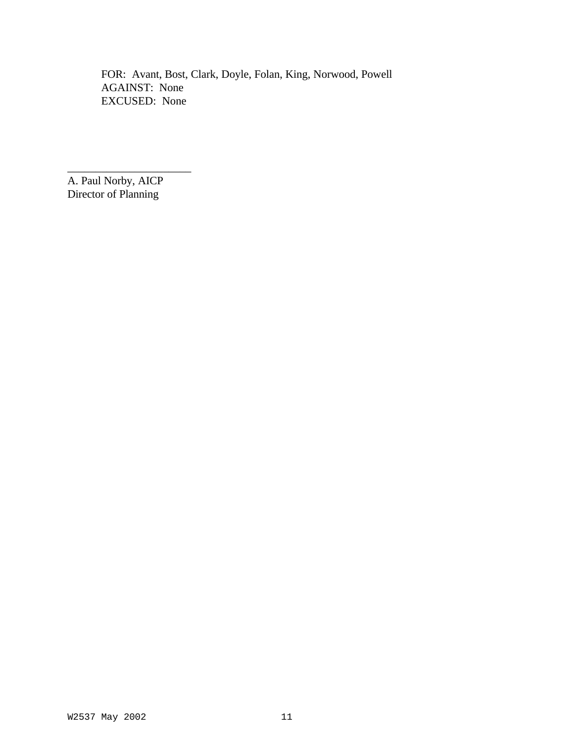FOR: Avant, Bost, Clark, Doyle, Folan, King, Norwood, Powell
AGAINST: None
EXCUSED: None

______________________
A. Paul Norby, AICP
Director of Planning